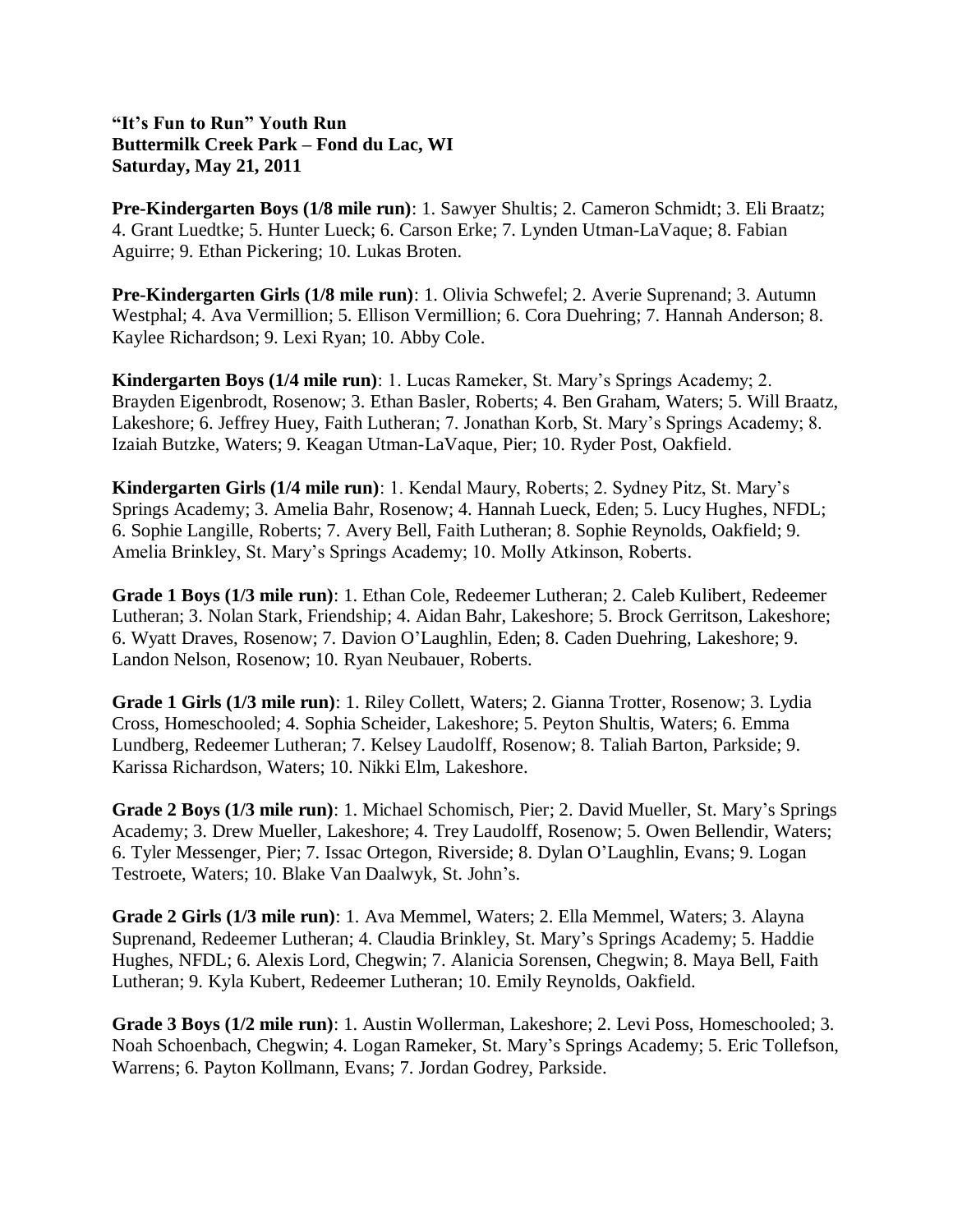**"It's Fun to Run" Youth Run**
**Buttermilk Creek Park – Fond du Lac, WI**
**Saturday, May 21, 2011**

**Pre-Kindergarten Boys (1/8 mile run)**: 1. Sawyer Shultis; 2. Cameron Schmidt; 3. Eli Braatz; 4. Grant Luedtke; 5. Hunter Lueck; 6. Carson Erke; 7. Lynden Utman-LaVaque; 8. Fabian Aguirre; 9. Ethan Pickering; 10. Lukas Broten.

**Pre-Kindergarten Girls (1/8 mile run)**: 1. Olivia Schwefel; 2. Averie Suprenand; 3. Autumn Westphal; 4. Ava Vermillion; 5. Ellison Vermillion; 6. Cora Duehring; 7. Hannah Anderson; 8. Kaylee Richardson; 9. Lexi Ryan; 10. Abby Cole.

**Kindergarten Boys (1/4 mile run)**: 1. Lucas Rameker, St. Mary's Springs Academy; 2. Brayden Eigenbrodt, Rosenow; 3. Ethan Basler, Roberts; 4. Ben Graham, Waters; 5. Will Braatz, Lakeshore; 6. Jeffrey Huey, Faith Lutheran; 7. Jonathan Korb, St. Mary's Springs Academy; 8. Izaiah Butzke, Waters; 9. Keagan Utman-LaVaque, Pier; 10. Ryder Post, Oakfield.

**Kindergarten Girls (1/4 mile run)**: 1. Kendal Maury, Roberts; 2. Sydney Pitz, St. Mary's Springs Academy; 3. Amelia Bahr, Rosenow; 4. Hannah Lueck, Eden; 5. Lucy Hughes, NFDL; 6. Sophie Langille, Roberts; 7. Avery Bell, Faith Lutheran; 8. Sophie Reynolds, Oakfield; 9. Amelia Brinkley, St. Mary's Springs Academy; 10. Molly Atkinson, Roberts.

**Grade 1 Boys (1/3 mile run)**: 1. Ethan Cole, Redeemer Lutheran; 2. Caleb Kulibert, Redeemer Lutheran; 3. Nolan Stark, Friendship; 4. Aidan Bahr, Lakeshore; 5. Brock Gerritson, Lakeshore; 6. Wyatt Draves, Rosenow; 7. Davion O'Laughlin, Eden; 8. Caden Duehring, Lakeshore; 9. Landon Nelson, Rosenow; 10. Ryan Neubauer, Roberts.

**Grade 1 Girls (1/3 mile run)**: 1. Riley Collett, Waters; 2. Gianna Trotter, Rosenow; 3. Lydia Cross, Homeschooled; 4. Sophia Scheider, Lakeshore; 5. Peyton Shultis, Waters; 6. Emma Lundberg, Redeemer Lutheran; 7. Kelsey Laudolff, Rosenow; 8. Taliah Barton, Parkside; 9. Karissa Richardson, Waters; 10. Nikki Elm, Lakeshore.

**Grade 2 Boys (1/3 mile run)**: 1. Michael Schomisch, Pier; 2. David Mueller, St. Mary's Springs Academy; 3. Drew Mueller, Lakeshore; 4. Trey Laudolff, Rosenow; 5. Owen Bellendir, Waters; 6. Tyler Messenger, Pier; 7. Issac Ortegon, Riverside; 8. Dylan O'Laughlin, Evans; 9. Logan Testroete, Waters; 10. Blake Van Daalwyk, St. John's.

**Grade 2 Girls (1/3 mile run)**: 1. Ava Memmel, Waters; 2. Ella Memmel, Waters; 3. Alayna Suprenand, Redeemer Lutheran; 4. Claudia Brinkley, St. Mary's Springs Academy; 5. Haddie Hughes, NFDL; 6. Alexis Lord, Chegwin; 7. Alanicia Sorensen, Chegwin; 8. Maya Bell, Faith Lutheran; 9. Kyla Kubert, Redeemer Lutheran; 10. Emily Reynolds, Oakfield.

**Grade 3 Boys (1/2 mile run)**: 1. Austin Wollerman, Lakeshore; 2. Levi Poss, Homeschooled; 3. Noah Schoenbach, Chegwin; 4. Logan Rameker, St. Mary's Springs Academy; 5. Eric Tollefson, Warrens; 6. Payton Kollmann, Evans; 7. Jordan Godrey, Parkside.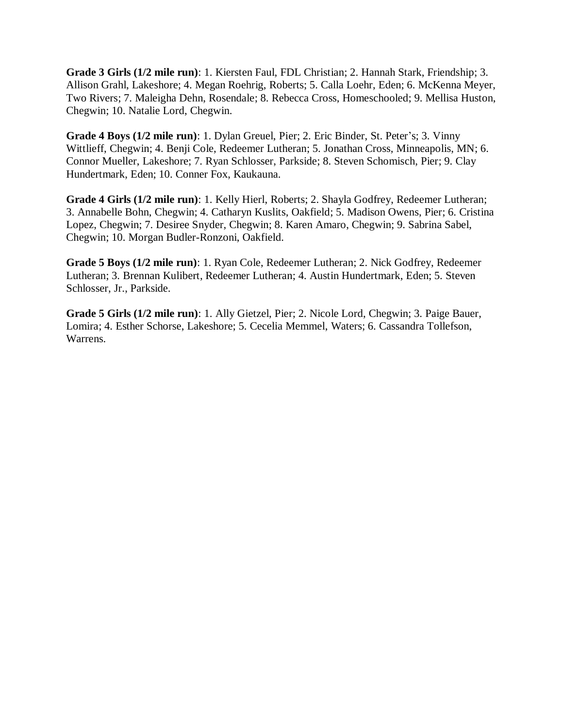**Grade 3 Girls (1/2 mile run)**: 1. Kiersten Faul, FDL Christian; 2. Hannah Stark, Friendship; 3. Allison Grahl, Lakeshore; 4. Megan Roehrig, Roberts; 5. Calla Loehr, Eden; 6. McKenna Meyer, Two Rivers; 7. Maleigha Dehn, Rosendale; 8. Rebecca Cross, Homeschooled; 9. Mellisa Huston, Chegwin; 10. Natalie Lord, Chegwin.

**Grade 4 Boys (1/2 mile run)**: 1. Dylan Greuel, Pier; 2. Eric Binder, St. Peter's; 3. Vinny Wittlieff, Chegwin; 4. Benji Cole, Redeemer Lutheran; 5. Jonathan Cross, Minneapolis, MN; 6. Connor Mueller, Lakeshore; 7. Ryan Schlosser, Parkside; 8. Steven Schomisch, Pier; 9. Clay Hundertmark, Eden; 10. Conner Fox, Kaukauna.

**Grade 4 Girls (1/2 mile run)**: 1. Kelly Hierl, Roberts; 2. Shayla Godfrey, Redeemer Lutheran; 3. Annabelle Bohn, Chegwin; 4. Catharyn Kuslits, Oakfield; 5. Madison Owens, Pier; 6. Cristina Lopez, Chegwin; 7. Desiree Snyder, Chegwin; 8. Karen Amaro, Chegwin; 9. Sabrina Sabel, Chegwin; 10. Morgan Budler-Ronzoni, Oakfield.

**Grade 5 Boys (1/2 mile run)**: 1. Ryan Cole, Redeemer Lutheran; 2. Nick Godfrey, Redeemer Lutheran; 3. Brennan Kulibert, Redeemer Lutheran; 4. Austin Hundertmark, Eden; 5. Steven Schlosser, Jr., Parkside.

**Grade 5 Girls (1/2 mile run)**: 1. Ally Gietzel, Pier; 2. Nicole Lord, Chegwin; 3. Paige Bauer, Lomira; 4. Esther Schorse, Lakeshore; 5. Cecelia Memmel, Waters; 6. Cassandra Tollefson, Warrens.